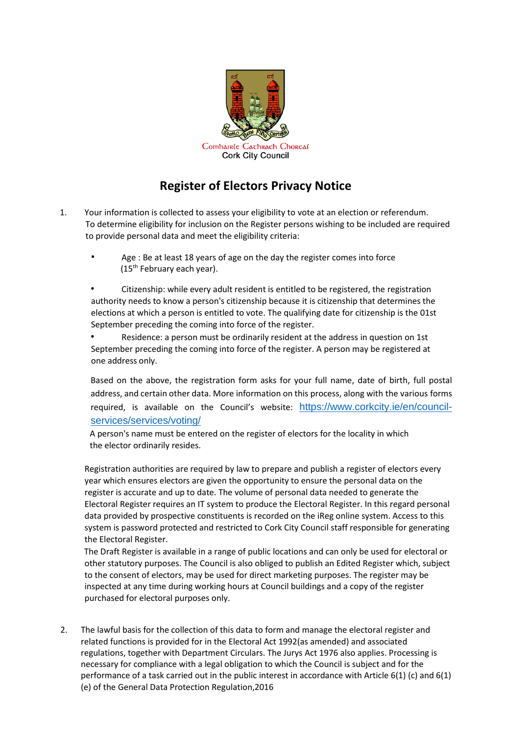Comhairle Cathrach Chorcaí
Cork City Council

# Register of Electors Privacy Notice

1. Your information is collected to assess your eligibility to vote at an election or referendum. To determine eligibility for inclusion on the Register persons wishing to be included are required to provide personal data and meet the eligibility criteria:

   - Age : Be at least 18 years of age on the day the register comes into force (15th February each year).
   - Citizenship: while every adult resident is entitled to be registered, the registration authority needs to know a person's citizenship because it is citizenship that determines the elections at which a person is entitled to vote. The qualifying date for citizenship is the 01st September preceding the coming into force of the register.
   - Residence: a person must be ordinarily resident at the address in question on 1st September preceding the coming into force of the register. A person may be registered at one address only.

   Based on the above, the registration form asks for your full name, date of birth, full postal address, and certain other data. More information on this process, along with the various forms required, is available on the Council's website: [https://www.corkcity.ie/en/council-services/services/voting/](https://www.corkcity.ie/en/council-services/services/voting/)
   A person's name must be entered on the register of electors for the locality in which the elector ordinarily resides.

   Registration authorities are required by law to prepare and publish a register of electors every year which ensures electors are given the opportunity to ensure the personal data on the register is accurate and up to date. The volume of personal data needed to generate the Electoral Register requires an IT system to produce the Electoral Register. In this regard personal data provided by prospective constituents is recorded on the iReg online system. Access to this system is password protected and restricted to Cork City Council staff responsible for generating the Electoral Register.
   The Draft Register is available in a range of public locations and can only be used for electoral or other statutory purposes. The Council is also obliged to publish an Edited Register which, subject to the consent of electors, may be used for direct marketing purposes. The register may be inspected at any time during working hours at Council buildings and a copy of the register purchased for electoral purposes only.

2. The lawful basis for the collection of this data to form and manage the electoral register and related functions is provided for in the Electoral Act 1992(as amended) and associated regulations, together with Department Circulars. The Jurys Act 1976 also applies. Processing is necessary for compliance with a legal obligation to which the Council is subject and for the performance of a task carried out in the public interest in accordance with Article 6(1) (c) and 6(1) (e) of the General Data Protection Regulation,2016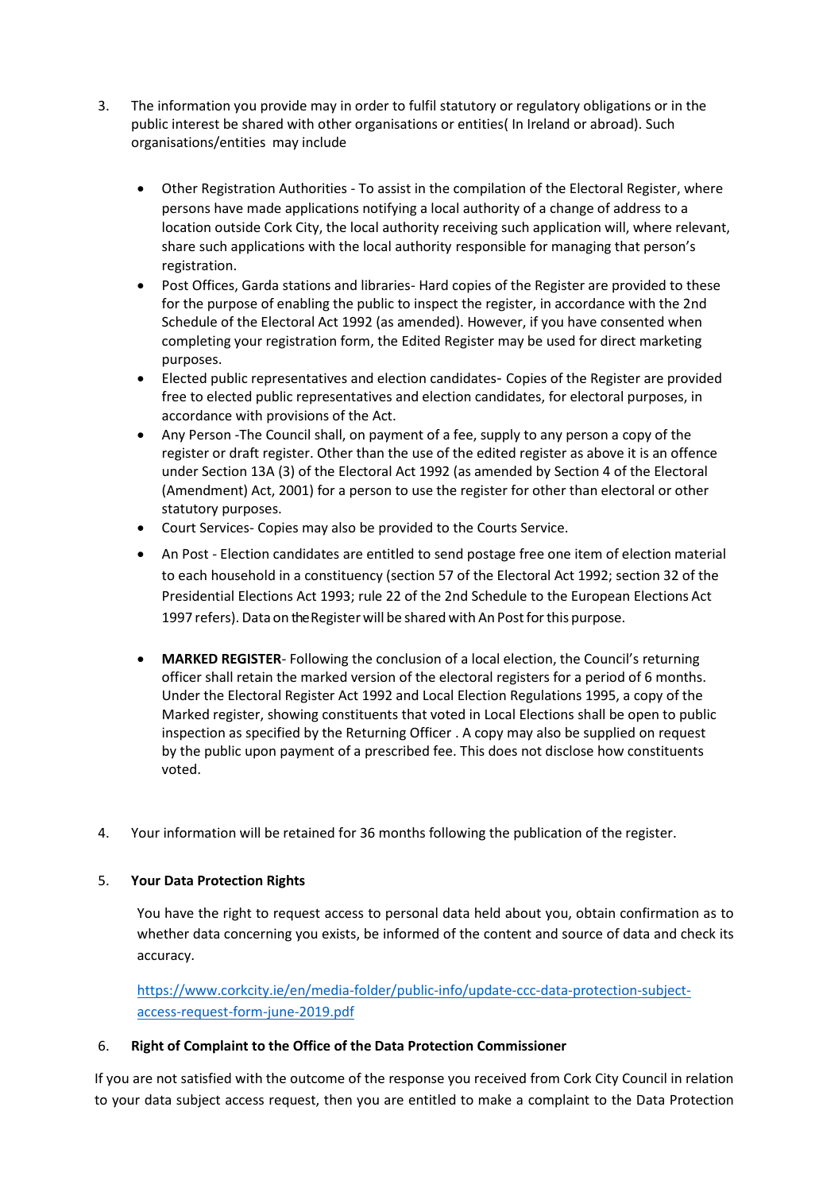3. The information you provide may in order to fulfil statutory or regulatory obligations or in the public interest be shared with other organisations or entities( In Ireland or abroad). Such organisations/entities may include

   - Other Registration Authorities - To assist in the compilation of the Electoral Register, where persons have made applications notifying a local authority of a change of address to a location outside Cork City, the local authority receiving such application will, where relevant, share such applications with the local authority responsible for managing that person's registration.
   - Post Offices, Garda stations and libraries- Hard copies of the Register are provided to these for the purpose of enabling the public to inspect the register, in accordance with the 2nd Schedule of the Electoral Act 1992 (as amended). However, if you have consented when completing your registration form, the Edited Register may be used for direct marketing purposes.
   - Elected public representatives and election candidates- Copies of the Register are provided free to elected public representatives and election candidates, for electoral purposes, in accordance with provisions of the Act.
   - Any Person -The Council shall, on payment of a fee, supply to any person a copy of the register or draft register. Other than the use of the edited register as above it is an offence under Section 13A (3) of the Electoral Act 1992 (as amended by Section 4 of the Electoral (Amendment) Act, 2001) for a person to use the register for other than electoral or other statutory purposes.
   - Court Services- Copies may also be provided to the Courts Service.
   - An Post - Election candidates are entitled to send postage free one item of election material to each household in a constituency (section 57 of the Electoral Act 1992; section 32 of the Presidential Elections Act 1993; rule 22 of the 2nd Schedule to the European Elections Act 1997 refers). Data on the Register will be shared with An Post for this purpose.
   - **MARKED REGISTER**- Following the conclusion of a local election, the Council's returning officer shall retain the marked version of the electoral registers for a period of 6 months. Under the Electoral Register Act 1992 and Local Election Regulations 1995, a copy of the Marked register, showing constituents that voted in Local Elections shall be open to public inspection as specified by the Returning Officer . A copy may also be supplied on request by the public upon payment of a prescribed fee. This does not disclose how constituents voted.

4. Your information will be retained for 36 months following the publication of the register.

5. **Your Data Protection Rights**

   You have the right to request access to personal data held about you, obtain confirmation as to whether data concerning you exists, be informed of the content and source of data and check its accuracy.

   https://www.corkcity.ie/en/media-folder/public-info/update-ccc-data-protection-subject-access-request-form-june-2019.pdf

6. **Right of Complaint to the Office of the Data Protection Commissioner**

If you are not satisfied with the outcome of the response you received from Cork City Council in relation to your data subject access request, then you are entitled to make a complaint to the Data Protection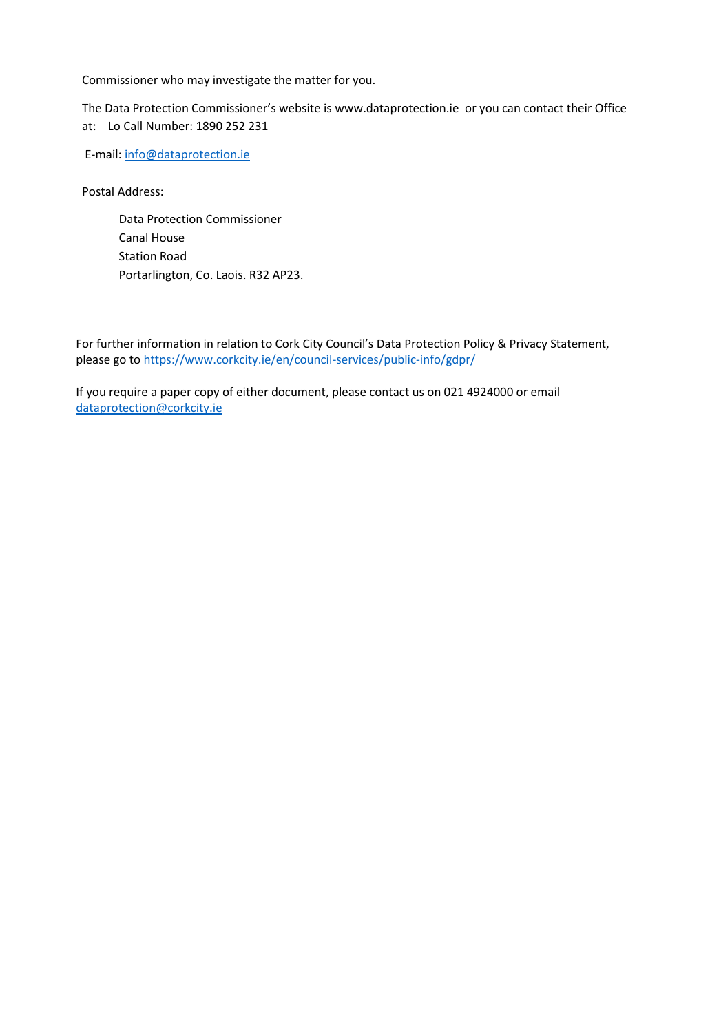Commissioner who may investigate the matter for you.

The Data Protection Commissioner's website is www.dataprotection.ie or you can contact their Office at: Lo Call Number: 1890 252 231

E-mail: info@dataprotection.ie

Postal Address:

Data Protection Commissioner
Canal House
Station Road
Portarlington, Co. Laois. R32 AP23.

For further information in relation to Cork City Council's Data Protection Policy & Privacy Statement, please go to https://www.corkcity.ie/en/council-services/public-info/gdpr/

If you require a paper copy of either document, please contact us on 021 4924000 or email dataprotection@corkcity.ie